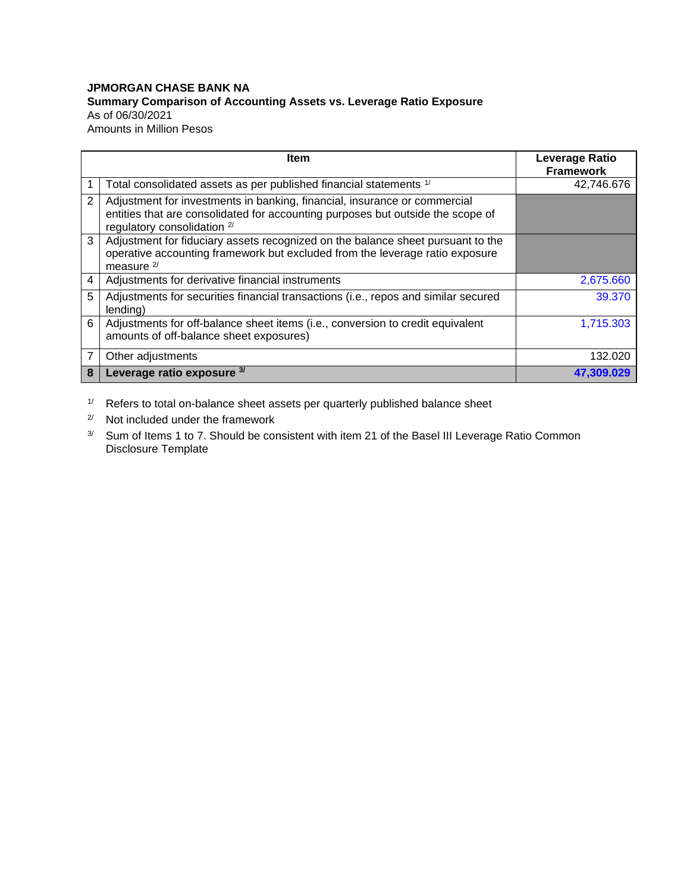**JPMORGAN CHASE BANK NA**
**Summary Comparison of Accounting Assets vs. Leverage Ratio Exposure**
As of 06/30/2021
Amounts in Million Pesos

| | Item | Leverage Ratio Framework |
|---|---|---|
| 1 | Total consolidated assets as per published financial statements [1/] | 42,746.676 |
| 2 | Adjustment for investments in banking, financial, insurance or commercial entities that are consolidated for accounting purposes but outside the scope of regulatory consolidation [2/] | |
| 3 | Adjustment for fiduciary assets recognized on the balance sheet pursuant to the operative accounting framework but excluded from the leverage ratio exposure measure [2/] | |
| 4 | Adjustments for derivative financial instruments | 2,675.660 |
| 5 | Adjustments for securities financial transactions (i.e., repos and similar secured lending) | 39.370 |
| 6 | Adjustments for off-balance sheet items (i.e., conversion to credit equivalent amounts of off-balance sheet exposures) | 1,715.303 |
| 7 | Other adjustments | 132.020 |
| **8** | **Leverage ratio exposure** [3/] | **47,309.029** |

[1/] Refers to total on-balance sheet assets per quarterly published balance sheet

[2/] Not included under the framework

[3/] Sum of Items 1 to 7. Should be consistent with item 21 of the Basel III Leverage Ratio Common Disclosure Template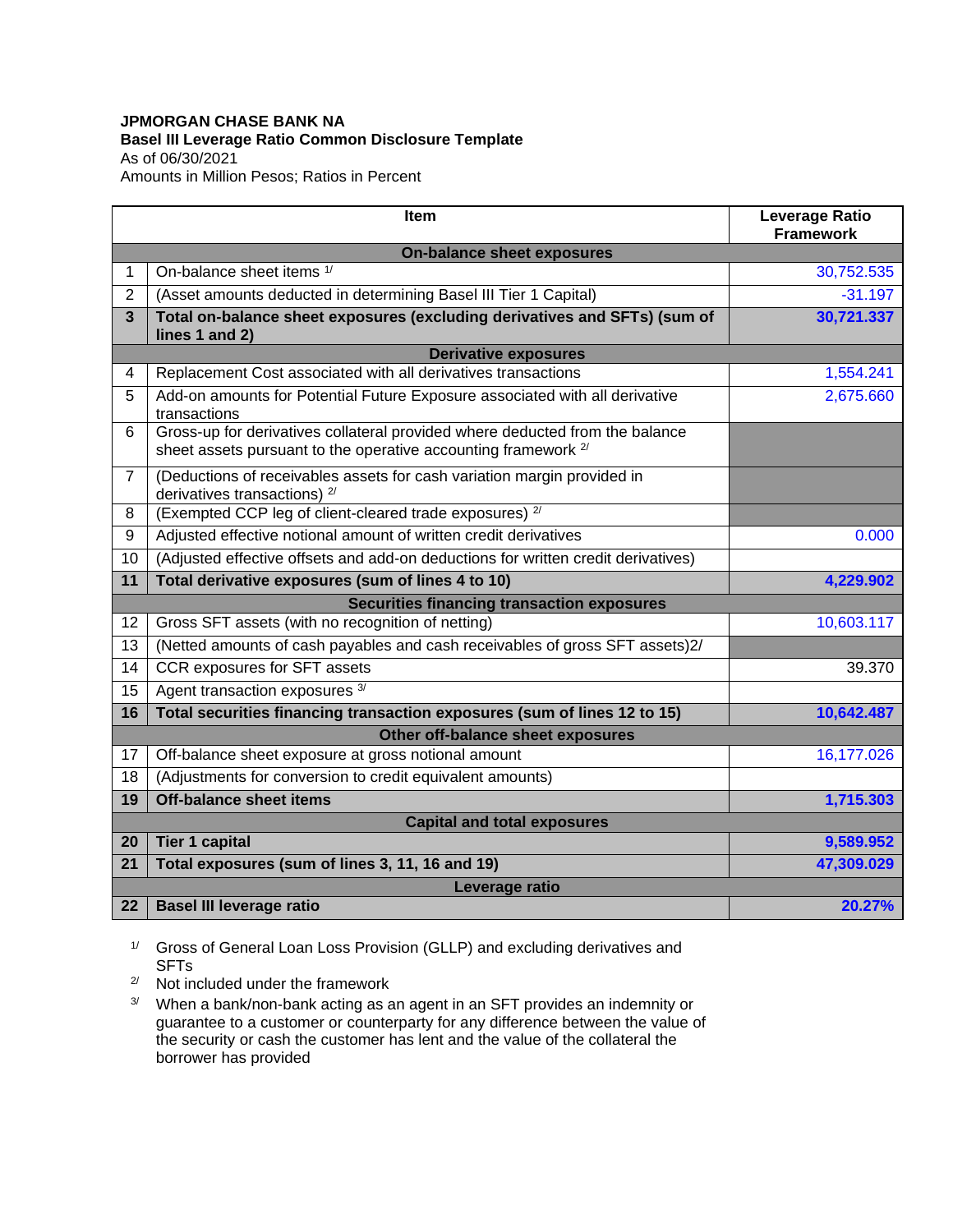**JPMORGAN CHASE BANK NA**
**Basel III Leverage Ratio Common Disclosure Template**
As of 06/30/2021
Amounts in Million Pesos; Ratios in Percent

| | Item | Leverage Ratio Framework |
|---|---|---|
| | **On-balance sheet exposures** | |
| 1 | On-balance sheet items [1/] | 30,752.535 |
| 2 | (Asset amounts deducted in determining Basel III Tier 1 Capital) | -31.197 |
| **3** | **Total on-balance sheet exposures (excluding derivatives and SFTs) (sum of lines 1 and 2)** | **30,721.337** |
| | **Derivative exposures** | |
| 4 | Replacement Cost associated with all derivatives transactions | 1,554.241 |
| 5 | Add-on amounts for Potential Future Exposure associated with all derivative transactions | 2,675.660 |
| 6 | Gross-up for derivatives collateral provided where deducted from the balance sheet assets pursuant to the operative accounting framework [2/] | |
| 7 | (Deductions of receivables assets for cash variation margin provided in derivatives transactions) [2/] | |
| 8 | (Exempted CCP leg of client-cleared trade exposures) [2/] | |
| 9 | Adjusted effective notional amount of written credit derivatives | 0.000 |
| 10 | (Adjusted effective offsets and add-on deductions for written credit derivatives) | |
| **11** | **Total derivative exposures (sum of lines 4 to 10)** | **4,229.902** |
| | **Securities financing transaction exposures** | |
| 12 | Gross SFT assets (with no recognition of netting) | 10,603.117 |
| 13 | (Netted amounts of cash payables and cash receivables of gross SFT assets)2/ | |
| 14 | CCR exposures for SFT assets | 39.370 |
| 15 | Agent transaction exposures [3/] | |
| **16** | **Total securities financing transaction exposures (sum of lines 12 to 15)** | **10,642.487** |
| | **Other off-balance sheet exposures** | |
| 17 | Off-balance sheet exposure at gross notional amount | 16,177.026 |
| 18 | (Adjustments for conversion to credit equivalent amounts) | |
| **19** | **Off-balance sheet items** | **1,715.303** |
| | **Capital and total exposures** | |
| **20** | **Tier 1 capital** | **9,589.952** |
| **21** | **Total exposures (sum of lines 3, 11, 16 and 19)** | **47,309.029** |
| | **Leverage ratio** | |
| **22** | **Basel III leverage ratio** | **20.27%** |

[1/] Gross of General Loan Loss Provision (GLLP) and excluding derivatives and SFTs

[2/] Not included under the framework

[3/] When a bank/non-bank acting as an agent in an SFT provides an indemnity or guarantee to a customer or counterparty for any difference between the value of the security or cash the customer has lent and the value of the collateral the borrower has provided